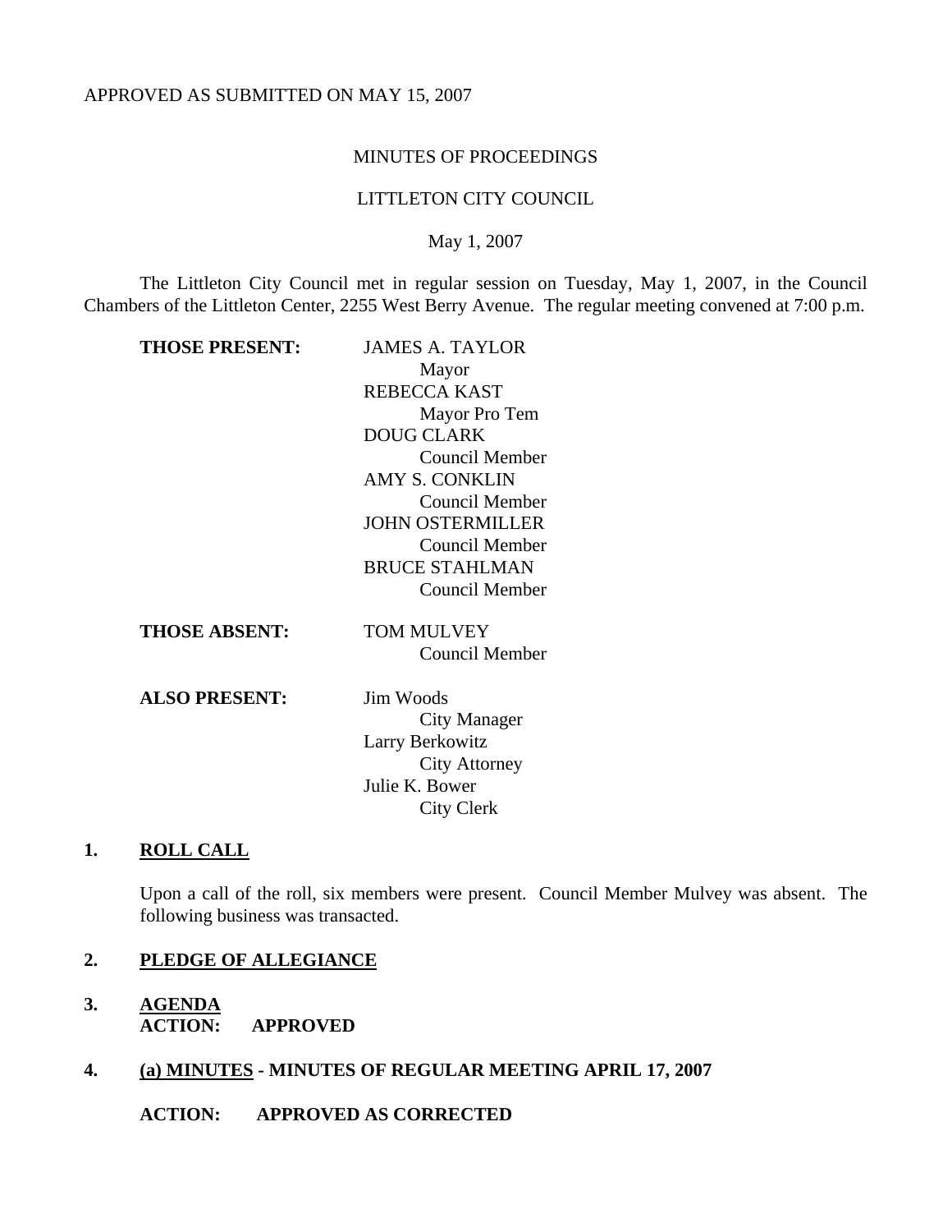APPROVED AS SUBMITTED ON MAY 15, 2007

# MINUTES OF PROCEEDINGS

# LITTLETON CITY COUNCIL

May 1, 2007

The Littleton City Council met in regular session on Tuesday, May 1, 2007, in the Council Chambers of the Littleton Center, 2255 West Berry Avenue. The regular meeting convened at 7:00 p.m.

**THOSE PRESENT:**
JAMES A. TAYLOR
Mayor
REBECCA KAST
Mayor Pro Tem
DOUG CLARK
Council Member
AMY S. CONKLIN
Council Member
JOHN OSTERMILLER
Council Member
BRUCE STAHLMAN
Council Member

**THOSE ABSENT:**
TOM MULVEY
Council Member

**ALSO PRESENT:**
Jim Woods
City Manager
Larry Berkowitz
City Attorney
Julie K. Bower
City Clerk

## 1. ROLL CALL

Upon a call of the roll, six members were present. Council Member Mulvey was absent. The following business was transacted.

## 2. PLEDGE OF ALLEGIANCE

## 3. AGENDA

**ACTION: APPROVED**

## 4. (a) MINUTES - MINUTES OF REGULAR MEETING APRIL 17, 2007

**ACTION: APPROVED AS CORRECTED**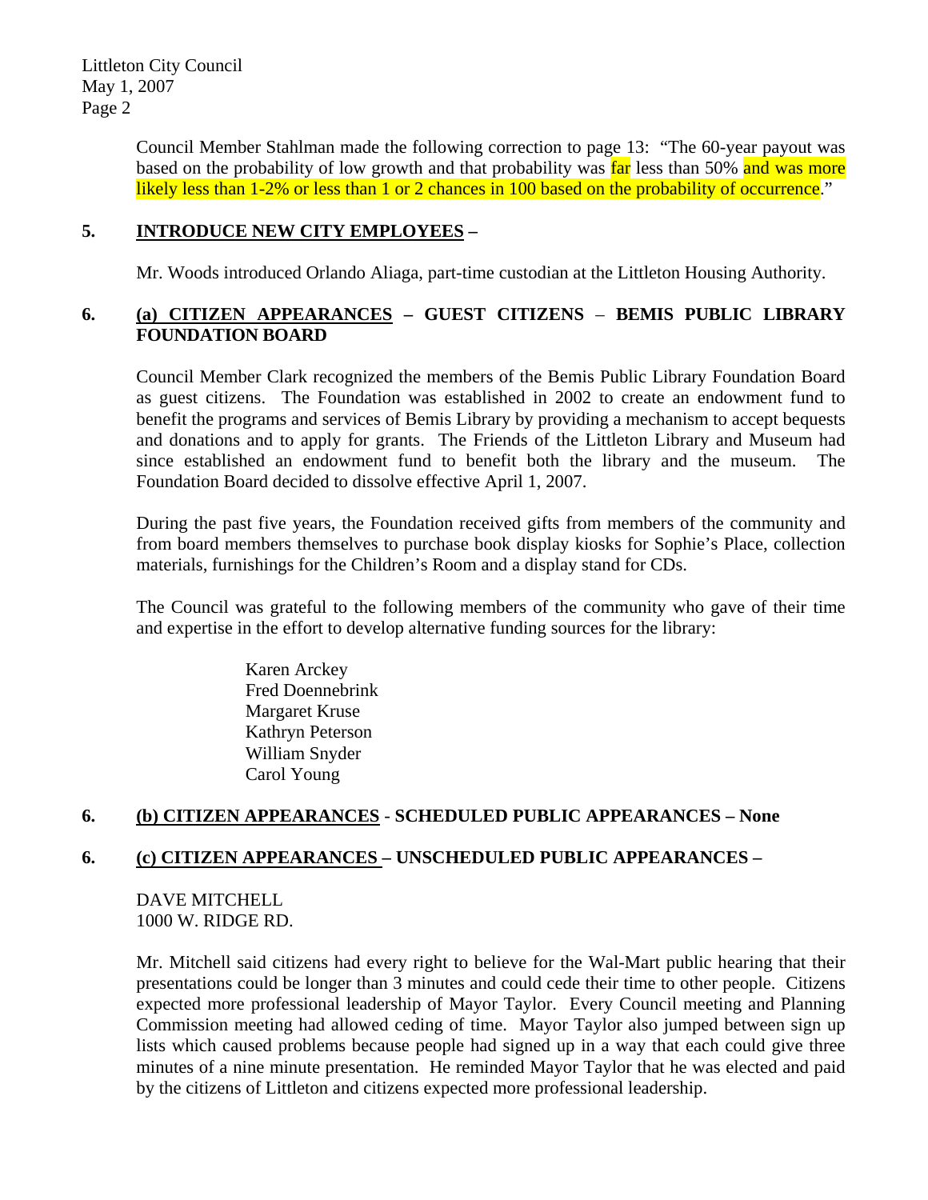Council Member Stahlman made the following correction to page 13: "The 60-year payout was based on the probability of low growth and that probability was far less than 50% and was more likely less than 1-2% or less than 1 or 2 chances in 100 based on the probability of occurrence."

**5. <u>INTRODUCE NEW CITY EMPLOYEES</u> –**

Mr. Woods introduced Orlando Aliaga, part-time custodian at the Littleton Housing Authority.

**6. <u>(a) CITIZEN APPEARANCES</u> – GUEST CITIZENS – BEMIS PUBLIC LIBRARY FOUNDATION BOARD**

Council Member Clark recognized the members of the Bemis Public Library Foundation Board as guest citizens. The Foundation was established in 2002 to create an endowment fund to benefit the programs and services of Bemis Library by providing a mechanism to accept bequests and donations and to apply for grants. The Friends of the Littleton Library and Museum had since established an endowment fund to benefit both the library and the museum. The Foundation Board decided to dissolve effective April 1, 2007.

During the past five years, the Foundation received gifts from members of the community and from board members themselves to purchase book display kiosks for Sophie's Place, collection materials, furnishings for the Children's Room and a display stand for CDs.

The Council was grateful to the following members of the community who gave of their time and expertise in the effort to develop alternative funding sources for the library:

Karen Arckey
Fred Doennebrink
Margaret Kruse
Kathryn Peterson
William Snyder
Carol Young

**6. <u>(b) CITIZEN APPEARANCES</u> - SCHEDULED PUBLIC APPEARANCES – None**

**6. <u>(c) CITIZEN APPEARANCES</u> – UNSCHEDULED PUBLIC APPEARANCES –**

DAVE MITCHELL
1000 W. RIDGE RD.

Mr. Mitchell said citizens had every right to believe for the Wal-Mart public hearing that their presentations could be longer than 3 minutes and could cede their time to other people. Citizens expected more professional leadership of Mayor Taylor. Every Council meeting and Planning Commission meeting had allowed ceding of time. Mayor Taylor also jumped between sign up lists which caused problems because people had signed up in a way that each could give three minutes of a nine minute presentation. He reminded Mayor Taylor that he was elected and paid by the citizens of Littleton and citizens expected more professional leadership.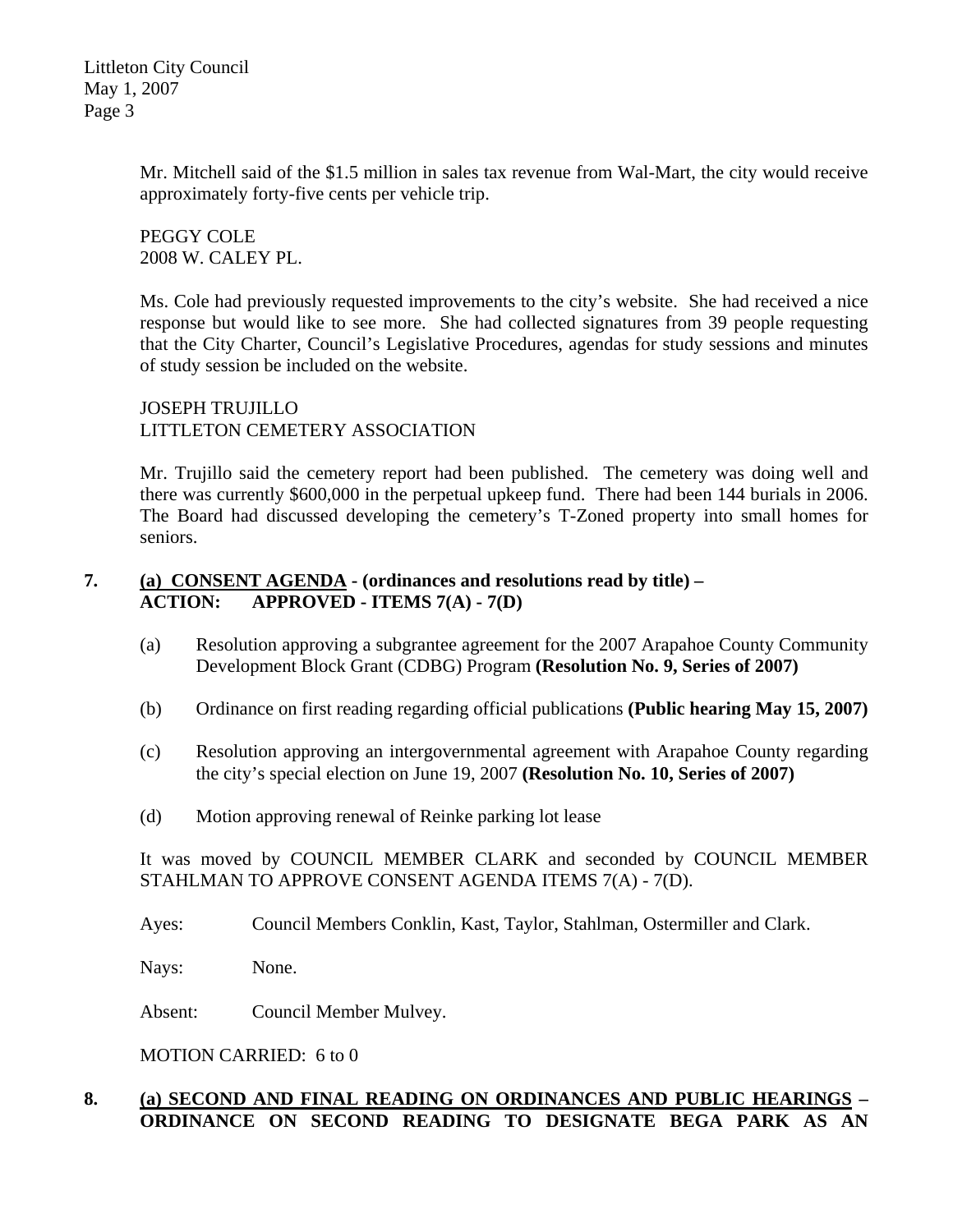Mr. Mitchell said of the $1.5 million in sales tax revenue from Wal-Mart, the city would receive approximately forty-five cents per vehicle trip.

PEGGY COLE
2008 W. CALEY PL.

Ms. Cole had previously requested improvements to the city's website. She had received a nice response but would like to see more. She had collected signatures from 39 people requesting that the City Charter, Council's Legislative Procedures, agendas for study sessions and minutes of study session be included on the website.

JOSEPH TRUJILLO
LITTLETON CEMETERY ASSOCIATION

Mr. Trujillo said the cemetery report had been published. The cemetery was doing well and there was currently $600,000 in the perpetual upkeep fund. There had been 144 burials in 2006. The Board had discussed developing the cemetery's T-Zoned property into small homes for seniors.

**7. (a) CONSENT AGENDA - (ordinances and resolutions read by title) –**
**ACTION: APPROVED - ITEMS 7(A) - 7(D)**

(a) Resolution approving a subgrantee agreement for the 2007 Arapahoe County Community Development Block Grant (CDBG) Program **(Resolution No. 9, Series of 2007)**

(b) Ordinance on first reading regarding official publications **(Public hearing May 15, 2007)**

(c) Resolution approving an intergovernmental agreement with Arapahoe County regarding the city's special election on June 19, 2007 **(Resolution No. 10, Series of 2007)**

(d) Motion approving renewal of Reinke parking lot lease

It was moved by COUNCIL MEMBER CLARK and seconded by COUNCIL MEMBER STAHLMAN TO APPROVE CONSENT AGENDA ITEMS 7(A) - 7(D).

Ayes: Council Members Conklin, Kast, Taylor, Stahlman, Ostermiller and Clark.

Nays: None.

Absent: Council Member Mulvey.

MOTION CARRIED: 6 to 0

**8. (a) SECOND AND FINAL READING ON ORDINANCES AND PUBLIC HEARINGS – ORDINANCE ON SECOND READING TO DESIGNATE BEGA PARK AS AN**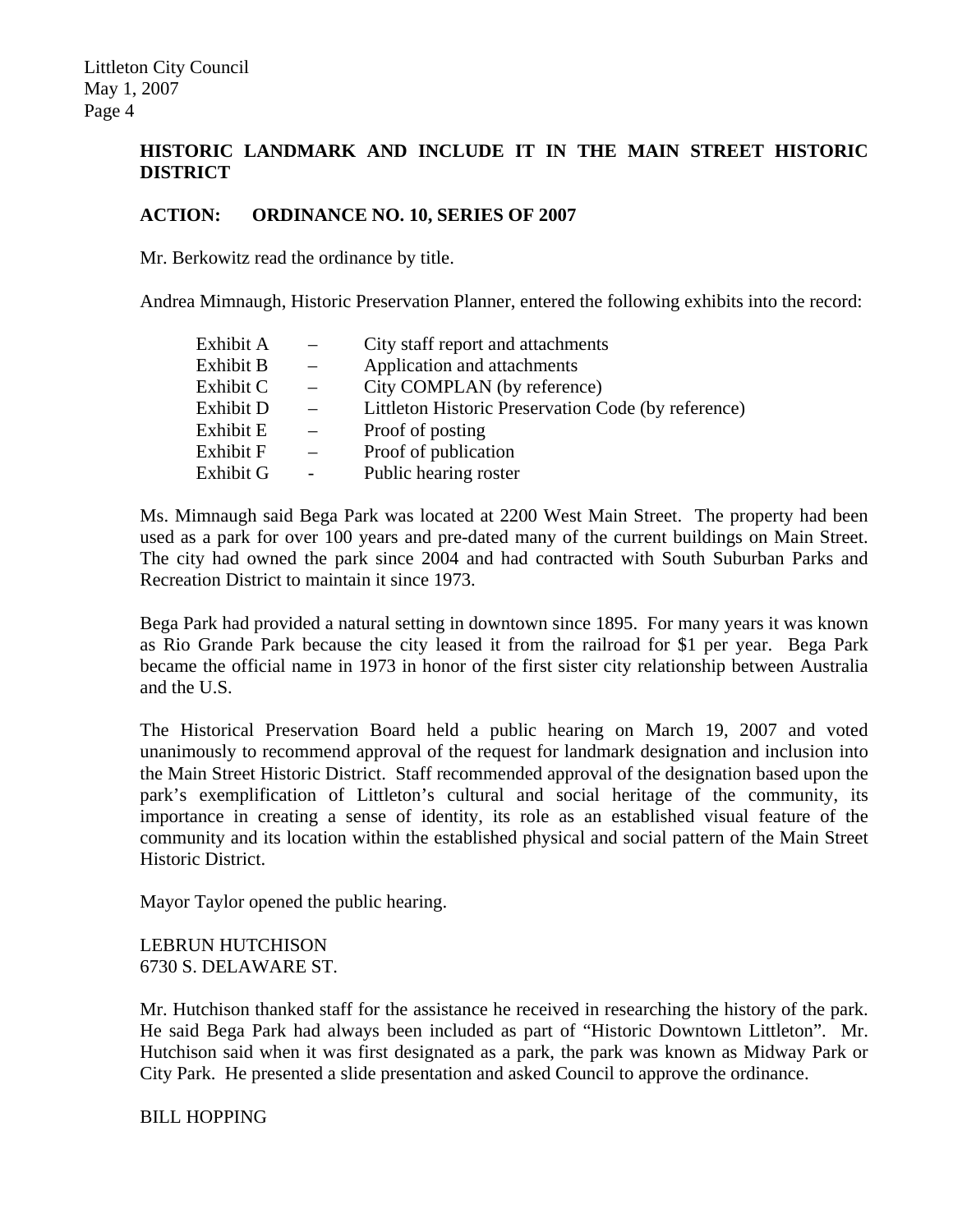**HISTORIC LANDMARK AND INCLUDE IT IN THE MAIN STREET HISTORIC DISTRICT**

**ACTION: ORDINANCE NO. 10, SERIES OF 2007**

Mr. Berkowitz read the ordinance by title.

Andrea Mimnaugh, Historic Preservation Planner, entered the following exhibits into the record:

| | | |
|---|---|---|
| Exhibit A | – | City staff report and attachments |
| Exhibit B | – | Application and attachments |
| Exhibit C | – | City COMPLAN (by reference) |
| Exhibit D | – | Littleton Historic Preservation Code (by reference) |
| Exhibit E | – | Proof of posting |
| Exhibit F | – | Proof of publication |
| Exhibit G | - | Public hearing roster |

Ms. Mimnaugh said Bega Park was located at 2200 West Main Street. The property had been used as a park for over 100 years and pre-dated many of the current buildings on Main Street. The city had owned the park since 2004 and had contracted with South Suburban Parks and Recreation District to maintain it since 1973.

Bega Park had provided a natural setting in downtown since 1895. For many years it was known as Rio Grande Park because the city leased it from the railroad for $1 per year. Bega Park became the official name in 1973 in honor of the first sister city relationship between Australia and the U.S.

The Historical Preservation Board held a public hearing on March 19, 2007 and voted unanimously to recommend approval of the request for landmark designation and inclusion into the Main Street Historic District. Staff recommended approval of the designation based upon the park's exemplification of Littleton's cultural and social heritage of the community, its importance in creating a sense of identity, its role as an established visual feature of the community and its location within the established physical and social pattern of the Main Street Historic District.

Mayor Taylor opened the public hearing.

LEBRUN HUTCHISON
6730 S. DELAWARE ST.

Mr. Hutchison thanked staff for the assistance he received in researching the history of the park. He said Bega Park had always been included as part of "Historic Downtown Littleton". Mr. Hutchison said when it was first designated as a park, the park was known as Midway Park or City Park. He presented a slide presentation and asked Council to approve the ordinance.

BILL HOPPING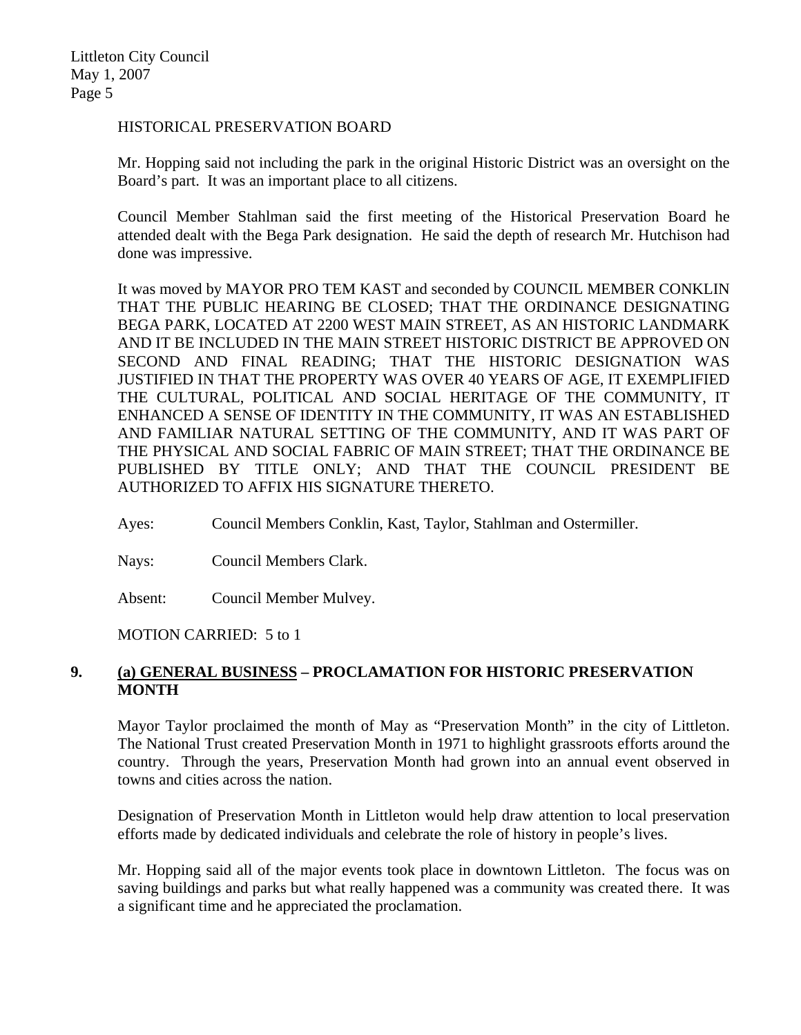HISTORICAL PRESERVATION BOARD

Mr. Hopping said not including the park in the original Historic District was an oversight on the Board's part. It was an important place to all citizens.

Council Member Stahlman said the first meeting of the Historical Preservation Board he attended dealt with the Bega Park designation. He said the depth of research Mr. Hutchison had done was impressive.

It was moved by MAYOR PRO TEM KAST and seconded by COUNCIL MEMBER CONKLIN THAT THE PUBLIC HEARING BE CLOSED; THAT THE ORDINANCE DESIGNATING BEGA PARK, LOCATED AT 2200 WEST MAIN STREET, AS AN HISTORIC LANDMARK AND IT BE INCLUDED IN THE MAIN STREET HISTORIC DISTRICT BE APPROVED ON SECOND AND FINAL READING; THAT THE HISTORIC DESIGNATION WAS JUSTIFIED IN THAT THE PROPERTY WAS OVER 40 YEARS OF AGE, IT EXEMPLIFIED THE CULTURAL, POLITICAL AND SOCIAL HERITAGE OF THE COMMUNITY, IT ENHANCED A SENSE OF IDENTITY IN THE COMMUNITY, IT WAS AN ESTABLISHED AND FAMILIAR NATURAL SETTING OF THE COMMUNITY, AND IT WAS PART OF THE PHYSICAL AND SOCIAL FABRIC OF MAIN STREET; THAT THE ORDINANCE BE PUBLISHED BY TITLE ONLY; AND THAT THE COUNCIL PRESIDENT BE AUTHORIZED TO AFFIX HIS SIGNATURE THERETO.

Ayes: Council Members Conklin, Kast, Taylor, Stahlman and Ostermiller.

Nays: Council Members Clark.

Absent: Council Member Mulvey.

MOTION CARRIED: 5 to 1

## 9. (a) GENERAL BUSINESS – PROCLAMATION FOR HISTORIC PRESERVATION MONTH

Mayor Taylor proclaimed the month of May as "Preservation Month" in the city of Littleton. The National Trust created Preservation Month in 1971 to highlight grassroots efforts around the country. Through the years, Preservation Month had grown into an annual event observed in towns and cities across the nation.

Designation of Preservation Month in Littleton would help draw attention to local preservation efforts made by dedicated individuals and celebrate the role of history in people's lives.

Mr. Hopping said all of the major events took place in downtown Littleton. The focus was on saving buildings and parks but what really happened was a community was created there. It was a significant time and he appreciated the proclamation.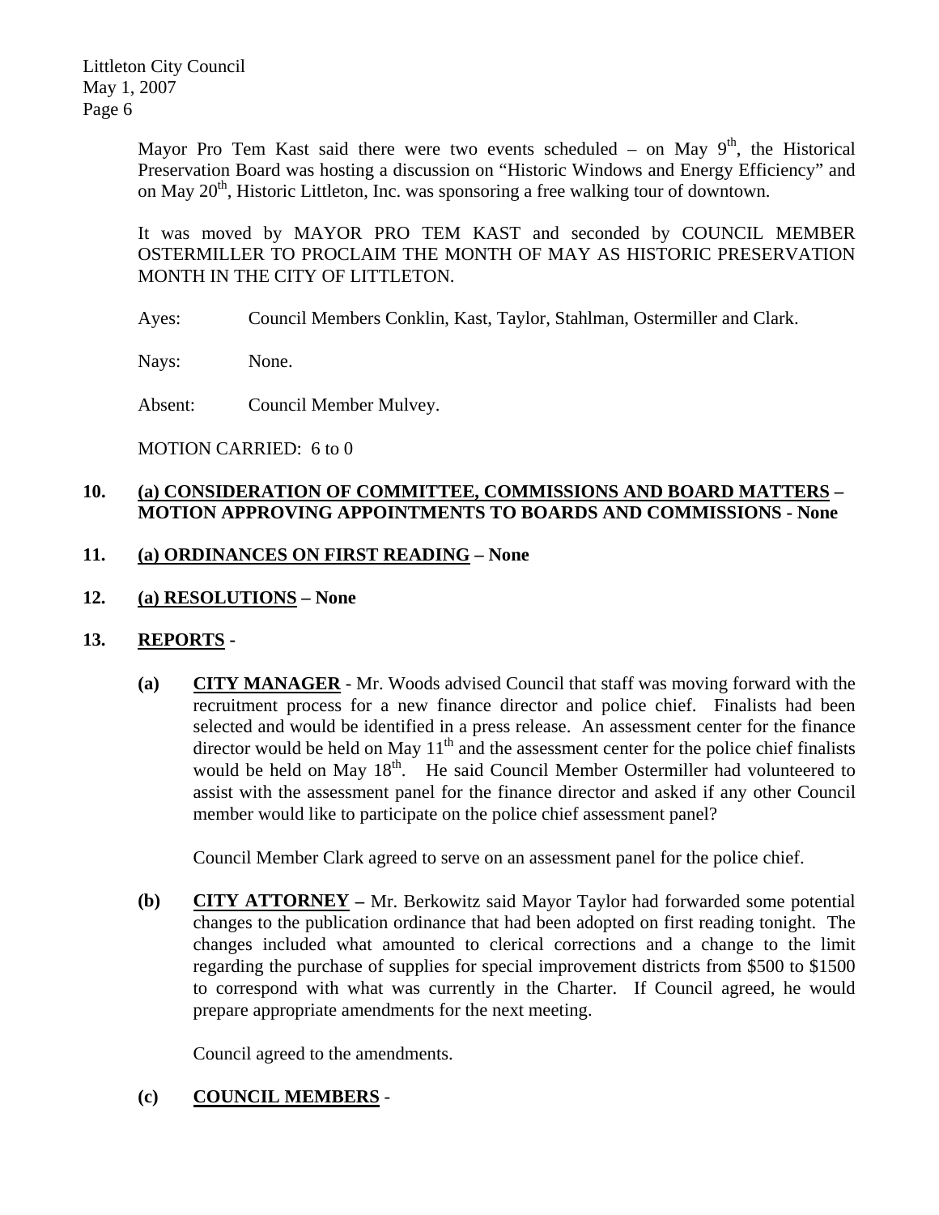Mayor Pro Tem Kast said there were two events scheduled – on May 9th, the Historical Preservation Board was hosting a discussion on "Historic Windows and Energy Efficiency" and on May 20th, Historic Littleton, Inc. was sponsoring a free walking tour of downtown.

It was moved by MAYOR PRO TEM KAST and seconded by COUNCIL MEMBER OSTERMILLER TO PROCLAIM THE MONTH OF MAY AS HISTORIC PRESERVATION MONTH IN THE CITY OF LITTLETON.

Ayes: Council Members Conklin, Kast, Taylor, Stahlman, Ostermiller and Clark.

Nays: None.

Absent: Council Member Mulvey.

MOTION CARRIED: 6 to 0

**10. (a) CONSIDERATION OF COMMITTEE, COMMISSIONS AND BOARD MATTERS – MOTION APPROVING APPOINTMENTS TO BOARDS AND COMMISSIONS - None**

**11. (a) ORDINANCES ON FIRST READING – None**

**12. (a) RESOLUTIONS – None**

**13. REPORTS -**

**(a) CITY MANAGER** - Mr. Woods advised Council that staff was moving forward with the recruitment process for a new finance director and police chief. Finalists had been selected and would be identified in a press release. An assessment center for the finance director would be held on May 11th and the assessment center for the police chief finalists would be held on May 18th. He said Council Member Ostermiller had volunteered to assist with the assessment panel for the finance director and asked if any other Council member would like to participate on the police chief assessment panel?

Council Member Clark agreed to serve on an assessment panel for the police chief.

**(b) CITY ATTORNEY –** Mr. Berkowitz said Mayor Taylor had forwarded some potential changes to the publication ordinance that had been adopted on first reading tonight. The changes included what amounted to clerical corrections and a change to the limit regarding the purchase of supplies for special improvement districts from \$500 to \$1500 to correspond with what was currently in the Charter. If Council agreed, he would prepare appropriate amendments for the next meeting.

Council agreed to the amendments.

**(c) COUNCIL MEMBERS** -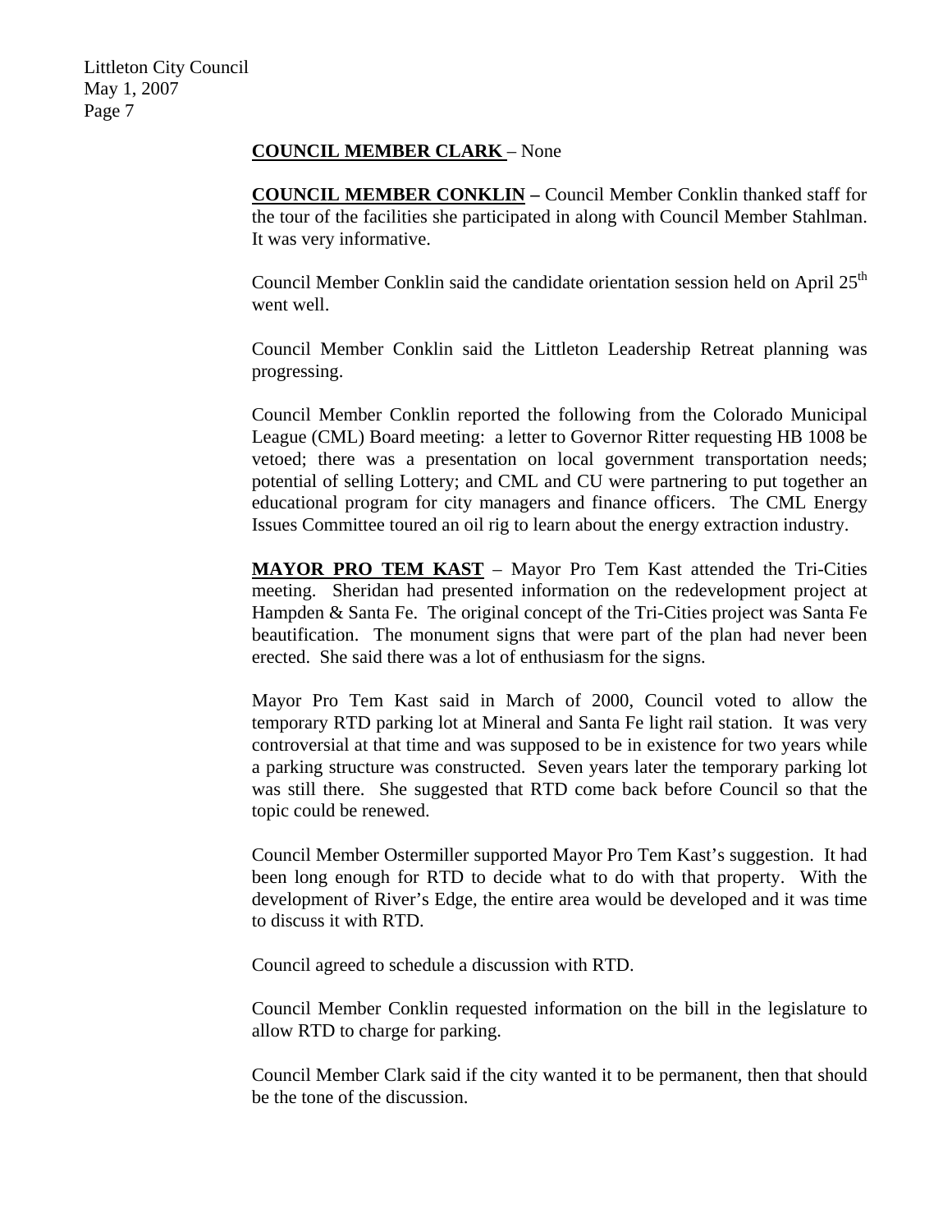**COUNCIL MEMBER CLARK** – None

**COUNCIL MEMBER CONKLIN –** Council Member Conklin thanked staff for the tour of the facilities she participated in along with Council Member Stahlman. It was very informative.

Council Member Conklin said the candidate orientation session held on April 25th went well.

Council Member Conklin said the Littleton Leadership Retreat planning was progressing.

Council Member Conklin reported the following from the Colorado Municipal League (CML) Board meeting: a letter to Governor Ritter requesting HB 1008 be vetoed; there was a presentation on local government transportation needs; potential of selling Lottery; and CML and CU were partnering to put together an educational program for city managers and finance officers. The CML Energy Issues Committee toured an oil rig to learn about the energy extraction industry.

**MAYOR PRO TEM KAST** – Mayor Pro Tem Kast attended the Tri-Cities meeting. Sheridan had presented information on the redevelopment project at Hampden & Santa Fe. The original concept of the Tri-Cities project was Santa Fe beautification. The monument signs that were part of the plan had never been erected. She said there was a lot of enthusiasm for the signs.

Mayor Pro Tem Kast said in March of 2000, Council voted to allow the temporary RTD parking lot at Mineral and Santa Fe light rail station. It was very controversial at that time and was supposed to be in existence for two years while a parking structure was constructed. Seven years later the temporary parking lot was still there. She suggested that RTD come back before Council so that the topic could be renewed.

Council Member Ostermiller supported Mayor Pro Tem Kast's suggestion. It had been long enough for RTD to decide what to do with that property. With the development of River's Edge, the entire area would be developed and it was time to discuss it with RTD.

Council agreed to schedule a discussion with RTD.

Council Member Conklin requested information on the bill in the legislature to allow RTD to charge for parking.

Council Member Clark said if the city wanted it to be permanent, then that should be the tone of the discussion.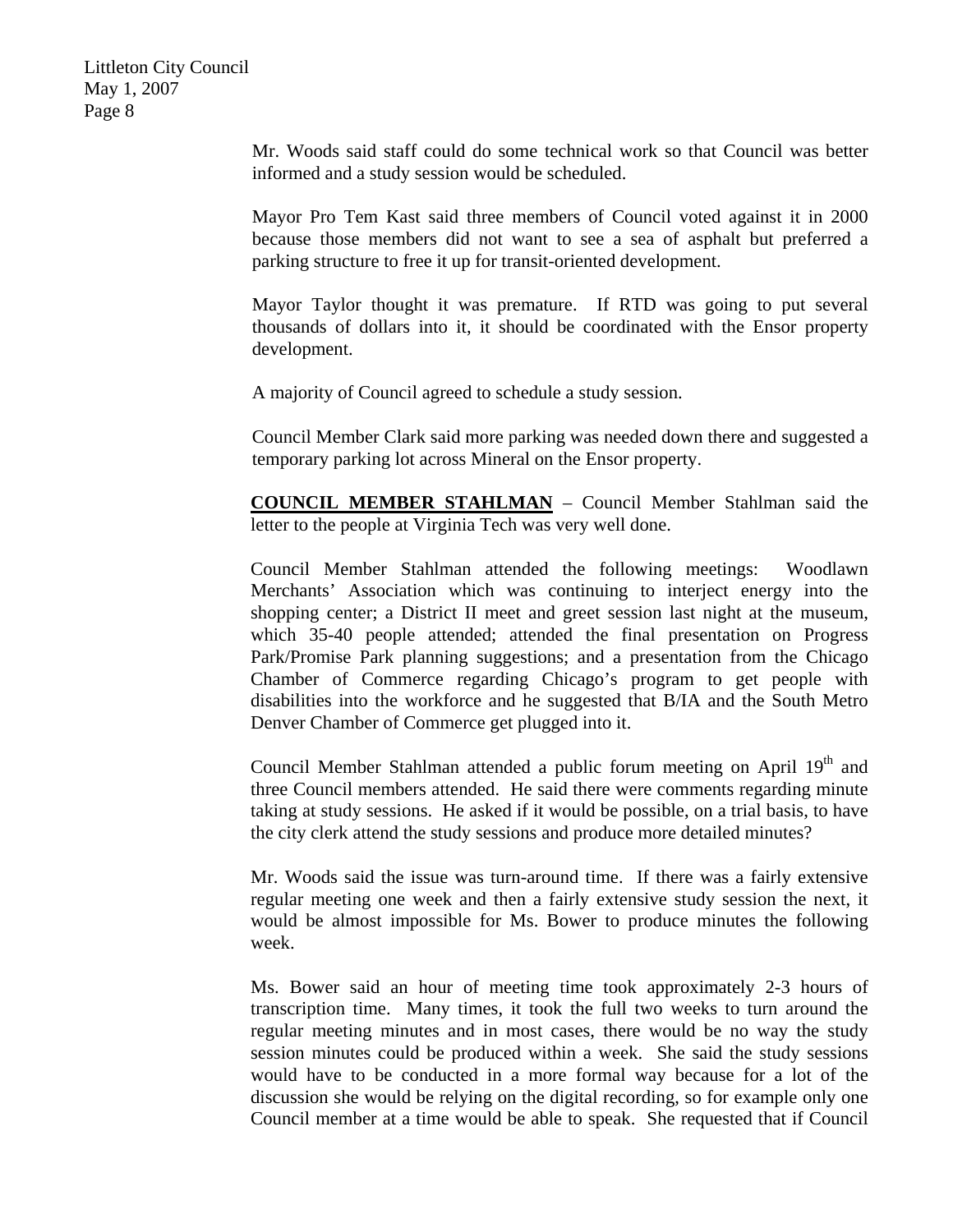Mr. Woods said staff could do some technical work so that Council was better informed and a study session would be scheduled.

Mayor Pro Tem Kast said three members of Council voted against it in 2000 because those members did not want to see a sea of asphalt but preferred a parking structure to free it up for transit-oriented development.

Mayor Taylor thought it was premature. If RTD was going to put several thousands of dollars into it, it should be coordinated with the Ensor property development.

A majority of Council agreed to schedule a study session.

Council Member Clark said more parking was needed down there and suggested a temporary parking lot across Mineral on the Ensor property.

**COUNCIL MEMBER STAHLMAN** – Council Member Stahlman said the letter to the people at Virginia Tech was very well done.

Council Member Stahlman attended the following meetings: Woodlawn Merchants' Association which was continuing to interject energy into the shopping center; a District II meet and greet session last night at the museum, which 35-40 people attended; attended the final presentation on Progress Park/Promise Park planning suggestions; and a presentation from the Chicago Chamber of Commerce regarding Chicago's program to get people with disabilities into the workforce and he suggested that B/IA and the South Metro Denver Chamber of Commerce get plugged into it.

Council Member Stahlman attended a public forum meeting on April 19th and three Council members attended. He said there were comments regarding minute taking at study sessions. He asked if it would be possible, on a trial basis, to have the city clerk attend the study sessions and produce more detailed minutes?

Mr. Woods said the issue was turn-around time. If there was a fairly extensive regular meeting one week and then a fairly extensive study session the next, it would be almost impossible for Ms. Bower to produce minutes the following week.

Ms. Bower said an hour of meeting time took approximately 2-3 hours of transcription time. Many times, it took the full two weeks to turn around the regular meeting minutes and in most cases, there would be no way the study session minutes could be produced within a week. She said the study sessions would have to be conducted in a more formal way because for a lot of the discussion she would be relying on the digital recording, so for example only one Council member at a time would be able to speak. She requested that if Council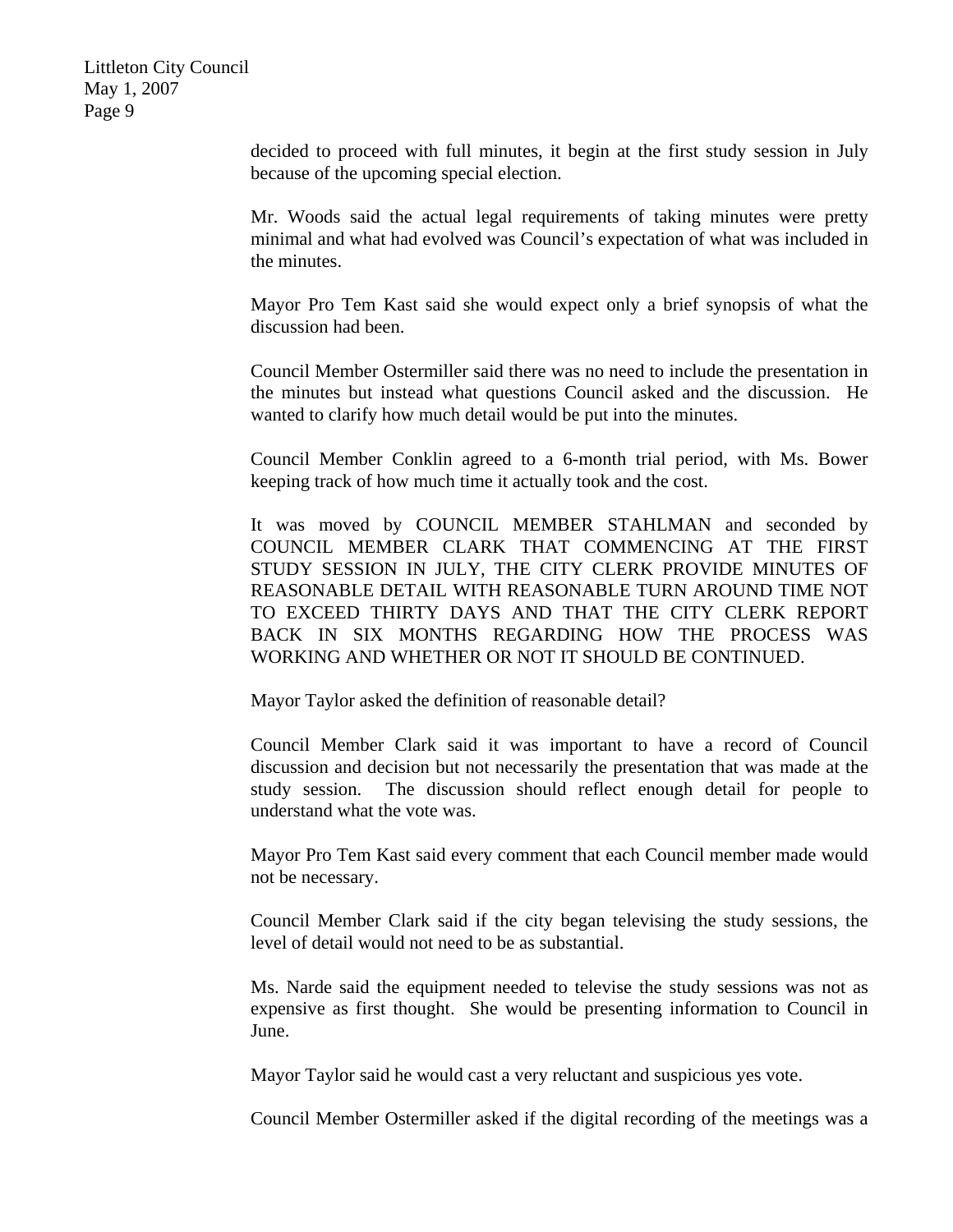decided to proceed with full minutes, it begin at the first study session in July because of the upcoming special election.

Mr. Woods said the actual legal requirements of taking minutes were pretty minimal and what had evolved was Council's expectation of what was included in the minutes.

Mayor Pro Tem Kast said she would expect only a brief synopsis of what the discussion had been.

Council Member Ostermiller said there was no need to include the presentation in the minutes but instead what questions Council asked and the discussion. He wanted to clarify how much detail would be put into the minutes.

Council Member Conklin agreed to a 6-month trial period, with Ms. Bower keeping track of how much time it actually took and the cost.

It was moved by COUNCIL MEMBER STAHLMAN and seconded by COUNCIL MEMBER CLARK THAT COMMENCING AT THE FIRST STUDY SESSION IN JULY, THE CITY CLERK PROVIDE MINUTES OF REASONABLE DETAIL WITH REASONABLE TURN AROUND TIME NOT TO EXCEED THIRTY DAYS AND THAT THE CITY CLERK REPORT BACK IN SIX MONTHS REGARDING HOW THE PROCESS WAS WORKING AND WHETHER OR NOT IT SHOULD BE CONTINUED.

Mayor Taylor asked the definition of reasonable detail?

Council Member Clark said it was important to have a record of Council discussion and decision but not necessarily the presentation that was made at the study session. The discussion should reflect enough detail for people to understand what the vote was.

Mayor Pro Tem Kast said every comment that each Council member made would not be necessary.

Council Member Clark said if the city began televising the study sessions, the level of detail would not need to be as substantial.

Ms. Narde said the equipment needed to televise the study sessions was not as expensive as first thought. She would be presenting information to Council in June.

Mayor Taylor said he would cast a very reluctant and suspicious yes vote.

Council Member Ostermiller asked if the digital recording of the meetings was a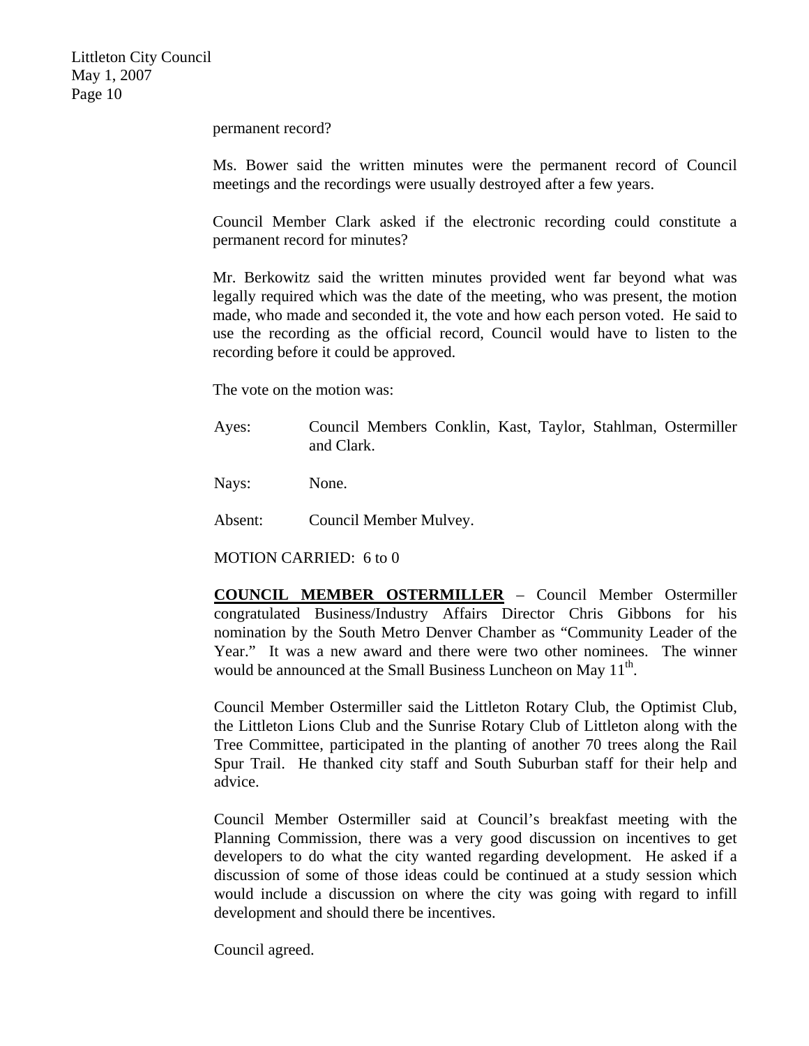permanent record?

Ms. Bower said the written minutes were the permanent record of Council meetings and the recordings were usually destroyed after a few years.

Council Member Clark asked if the electronic recording could constitute a permanent record for minutes?

Mr. Berkowitz said the written minutes provided went far beyond what was legally required which was the date of the meeting, who was present, the motion made, who made and seconded it, the vote and how each person voted. He said to use the recording as the official record, Council would have to listen to the recording before it could be approved.

The vote on the motion was:

Ayes: Council Members Conklin, Kast, Taylor, Stahlman, Ostermiller and Clark.

Nays: None.

Absent: Council Member Mulvey.

MOTION CARRIED: 6 to 0

**COUNCIL MEMBER OSTERMILLER** – Council Member Ostermiller congratulated Business/Industry Affairs Director Chris Gibbons for his nomination by the South Metro Denver Chamber as "Community Leader of the Year." It was a new award and there were two other nominees. The winner would be announced at the Small Business Luncheon on May 11th.

Council Member Ostermiller said the Littleton Rotary Club, the Optimist Club, the Littleton Lions Club and the Sunrise Rotary Club of Littleton along with the Tree Committee, participated in the planting of another 70 trees along the Rail Spur Trail. He thanked city staff and South Suburban staff for their help and advice.

Council Member Ostermiller said at Council's breakfast meeting with the Planning Commission, there was a very good discussion on incentives to get developers to do what the city wanted regarding development. He asked if a discussion of some of those ideas could be continued at a study session which would include a discussion on where the city was going with regard to infill development and should there be incentives.

Council agreed.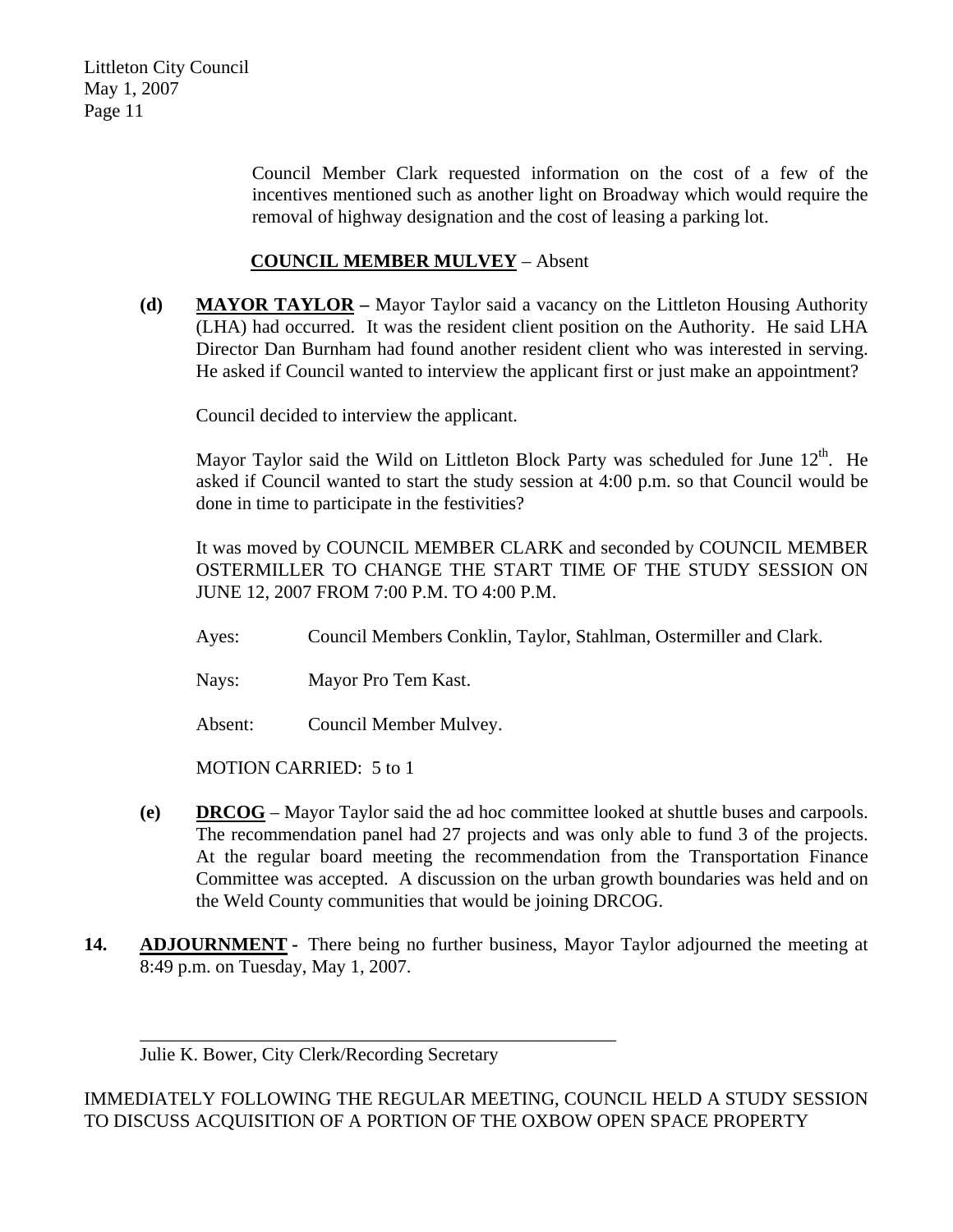Council Member Clark requested information on the cost of a few of the incentives mentioned such as another light on Broadway which would require the removal of highway designation and the cost of leasing a parking lot.

**COUNCIL MEMBER MULVEY** – Absent

**(d)** **MAYOR TAYLOR** – Mayor Taylor said a vacancy on the Littleton Housing Authority (LHA) had occurred. It was the resident client position on the Authority. He said LHA Director Dan Burnham had found another resident client who was interested in serving. He asked if Council wanted to interview the applicant first or just make an appointment?

Council decided to interview the applicant.

Mayor Taylor said the Wild on Littleton Block Party was scheduled for June 12th. He asked if Council wanted to start the study session at 4:00 p.m. so that Council would be done in time to participate in the festivities?

It was moved by COUNCIL MEMBER CLARK and seconded by COUNCIL MEMBER OSTERMILLER TO CHANGE THE START TIME OF THE STUDY SESSION ON JUNE 12, 2007 FROM 7:00 P.M. TO 4:00 P.M.

Ayes: Council Members Conklin, Taylor, Stahlman, Ostermiller and Clark.

Nays: Mayor Pro Tem Kast.

Absent: Council Member Mulvey.

MOTION CARRIED: 5 to 1

**(e)** **DRCOG** – Mayor Taylor said the ad hoc committee looked at shuttle buses and carpools. The recommendation panel had 27 projects and was only able to fund 3 of the projects. At the regular board meeting the recommendation from the Transportation Finance Committee was accepted. A discussion on the urban growth boundaries was held and on the Weld County communities that would be joining DRCOG.

**14.** **ADJOURNMENT** - There being no further business, Mayor Taylor adjourned the meeting at 8:49 p.m. on Tuesday, May 1, 2007.

\_\_\_\_\_\_\_\_\_\_\_\_\_\_\_\_\_\_\_\_\_\_\_\_\_\_\_\_\_\_\_\_\_\_\_\_\_\_\_\_\_\_\_\_\_\_\_\_\_\_

Julie K. Bower, City Clerk/Recording Secretary

IMMEDIATELY FOLLOWING THE REGULAR MEETING, COUNCIL HELD A STUDY SESSION TO DISCUSS ACQUISITION OF A PORTION OF THE OXBOW OPEN SPACE PROPERTY